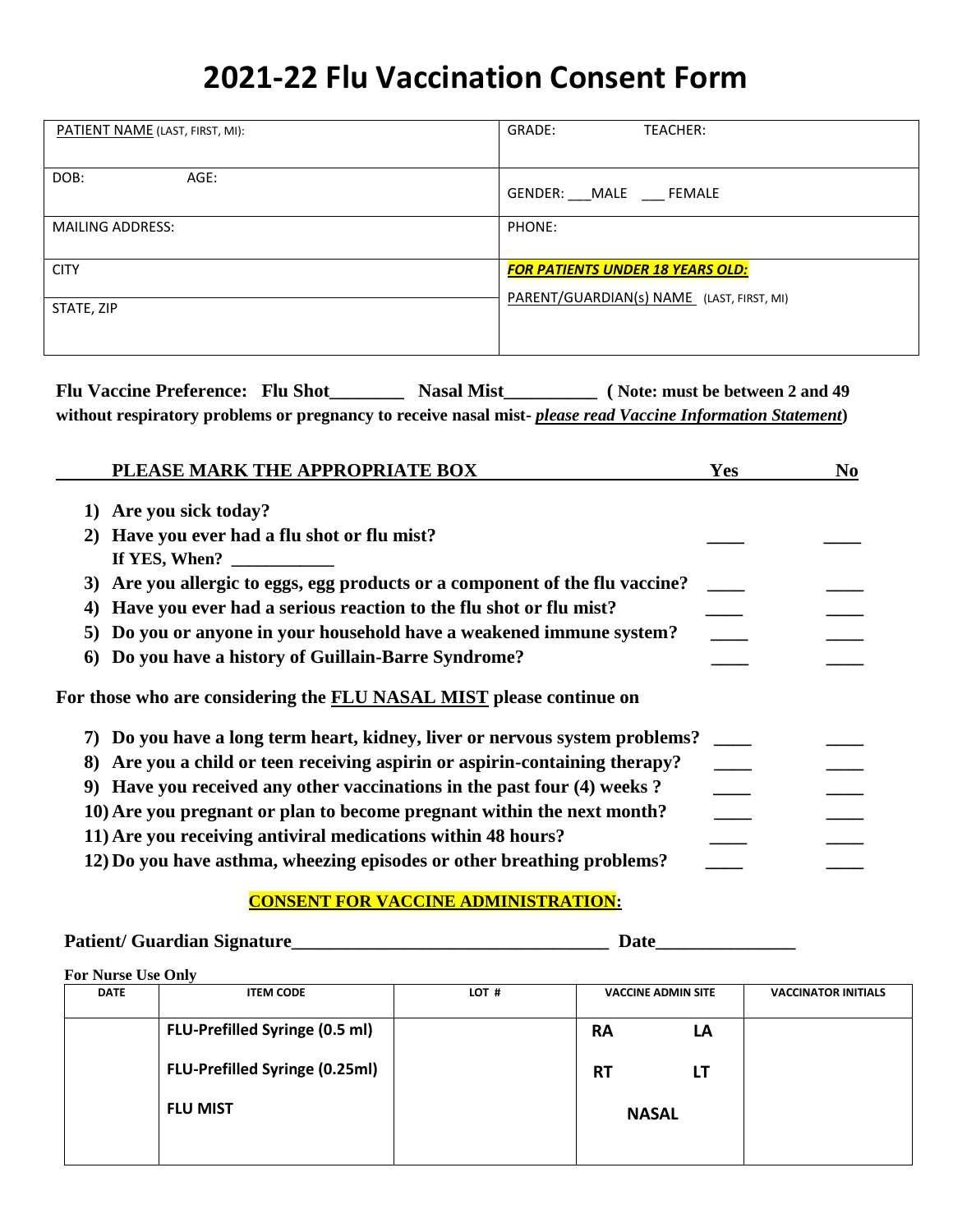# 2021-22 Flu Vaccination Consent Form

| PATIENT NAME (LAST, FIRST, MI): | GRADE: TEACHER: |
|---|---|
| DOB: AGE: | GENDER: ___MALE ___ FEMALE |
| MAILING ADDRESS: | PHONE: |
| CITY | ***FOR PATIENTS UNDER 18 YEARS OLD:*** PARENT/GUARDIAN(s) NAME (LAST, FIRST, MI) |
| STATE, ZIP | |

**Flu Vaccine Preference: Flu Shot________ Nasal Mist__________ ( Note: must be between 2 and 49 without respiratory problems or pregnancy to receive nasal mist-** ***please read Vaccine Information Statement*****)**

| PLEASE MARK THE APPROPRIATE BOX | Yes | No |
|---|---|---|
| **1) Are you sick today?** | | |
| **2) Have you ever had a flu shot or flu mist?** If YES, When? ___________ | ____ | ____ |
| **3) Are you allergic to eggs, egg products or a component of the flu vaccine?** | ____ | ____ |
| **4) Have you ever had a serious reaction to the flu shot or flu mist?** | ____ | ____ |
| **5) Do you or anyone in your household have a weakened immune system?** | ____ | ____ |
| **6) Do you have a history of Guillain-Barre Syndrome?** | ____ | ____ |

**For those who are considering the FLU NASAL MIST please continue on**

| | Yes | No |
|---|---|---|
| **7) Do you have a long term heart, kidney, liver or nervous system problems?** | ____ | ____ |
| **8) Are you a child or teen receiving aspirin or aspirin-containing therapy?** | ____ | ____ |
| **9) Have you received any other vaccinations in the past four (4) weeks ?** | ____ | ____ |
| **10) Are you pregnant or plan to become pregnant within the next month?** | ____ | ____ |
| **11) Are you receiving antiviral medications within 48 hours?** | ____ | ____ |
| **12) Do you have asthma, wheezing episodes or other breathing problems?** | ____ | ____ |

**CONSENT FOR VACCINE ADMINISTRATION:**

**Patient/ Guardian Signature_________________________________ Date_______________**

**For Nurse Use Only**

| DATE | ITEM CODE | LOT # | VACCINE ADMIN SITE | VACCINATOR INITIALS |
|---|---|---|---|---|
| | FLU-Prefilled Syringe (0.5 ml) | | RA LA | |
| | FLU-Prefilled Syringe (0.25ml) | | RT LT | |
| | FLU MIST | | NASAL | |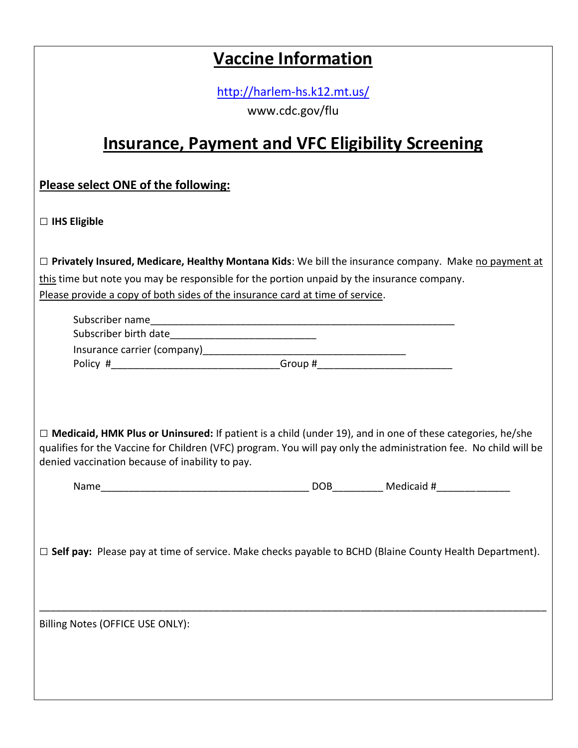# Vaccine Information

http://harlem-hs.k12.mt.us/

www.cdc.gov/flu

# Insurance, Payment and VFC Eligibility Screening

**Please select ONE of the following:**

☐ **IHS Eligible**

☐ **Privately Insured, Medicare, Healthy Montana Kids**: We bill the insurance company. Make no payment at this time but note you may be responsible for the portion unpaid by the insurance company. Please provide a copy of both sides of the insurance card at time of service.

Subscriber name_______________________________________________________

Subscriber birth date__________________________

Insurance carrier (company)____________________________________

Policy #______________________________Group #________________________

☐ **Medicaid, HMK Plus or Uninsured:** If patient is a child (under 19), and in one of these categories, he/she qualifies for the Vaccine for Children (VFC) program. You will pay only the administration fee. No child will be denied vaccination because of inability to pay.

Name_____________________________________ DOB_________ Medicaid #_____________

☐ **Self pay:** Please pay at time of service. Make checks payable to BCHD (Blaine County Health Department).

---

Billing Notes (OFFICE USE ONLY):